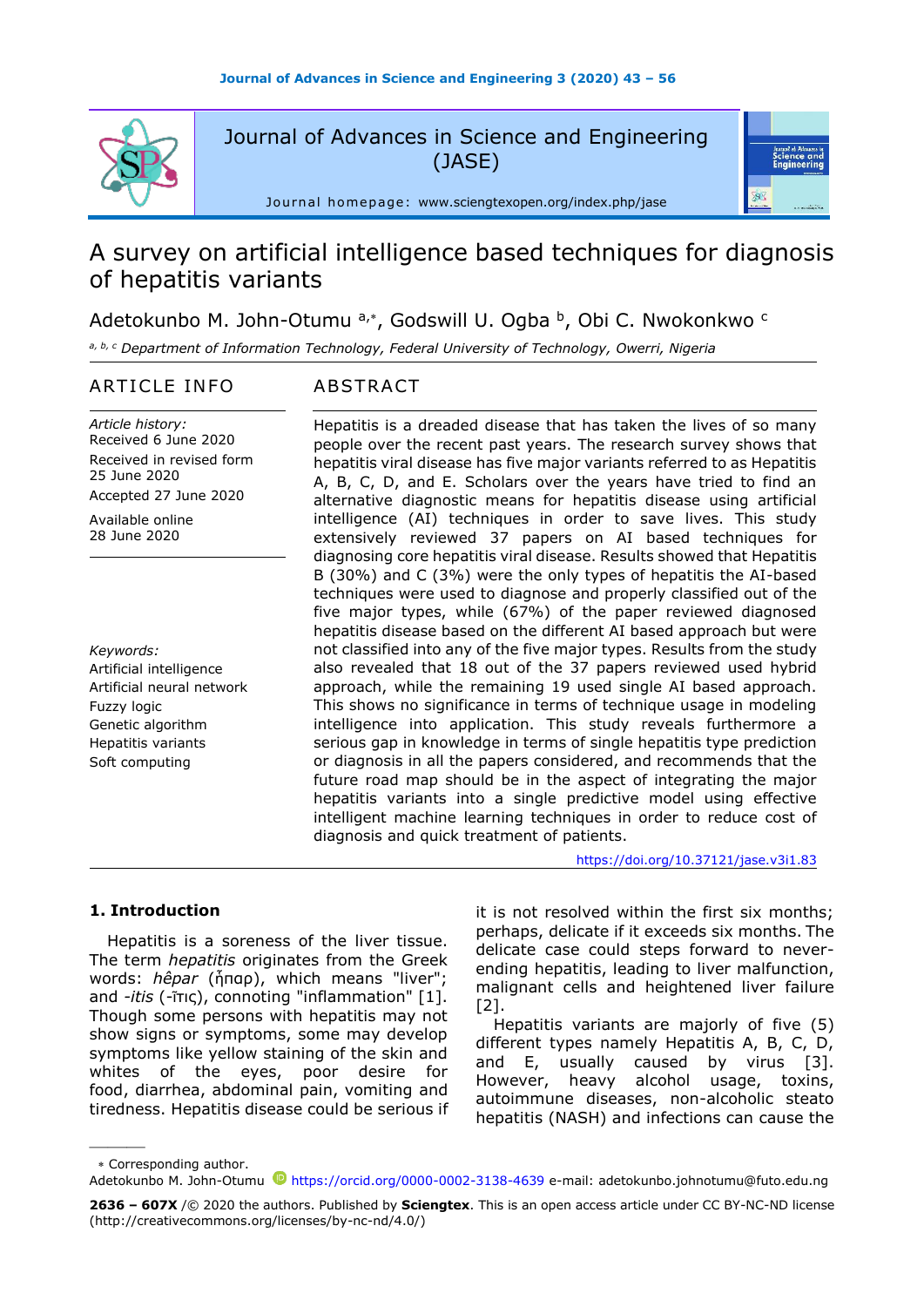Journal of Advances in Science and Engineering (JASE)

Journal homepage: www.sciengtexopen.org/index.php/jase

# A survey on artificial intelligence based techniques for diagnosis of hepatitis variants

Adetokunbo M. John-Otumu [a,*], Godswill U. Ogba [b], Obi C. Nwokonkwo [c]

[a, b, c] Department of Information Technology, Federal University of Technology, Owerri, Nigeria

## ARTICLE INFO

*Article history:*
Received 6 June 2020
Received in revised form 25 June 2020
Accepted 27 June 2020
Available online 28 June 2020

*Keywords:*
Artificial intelligence
Artificial neural network
Fuzzy logic
Genetic algorithm
Hepatitis variants
Soft computing

## ABSTRACT

Hepatitis is a dreaded disease that has taken the lives of so many people over the recent past years. The research survey shows that hepatitis viral disease has five major variants referred to as Hepatitis A, B, C, D, and E. Scholars over the years have tried to find an alternative diagnostic means for hepatitis disease using artificial intelligence (AI) techniques in order to save lives. This study extensively reviewed 37 papers on AI based techniques for diagnosing core hepatitis viral disease. Results showed that Hepatitis B (30%) and C (3%) were the only types of hepatitis the AI-based techniques were used to diagnose and properly classified out of the five major types, while (67%) of the paper reviewed diagnosed hepatitis disease based on the different AI based approach but were not classified into any of the five major types. Results from the study also revealed that 18 out of the 37 papers reviewed used hybrid approach, while the remaining 19 used single AI based approach. This shows no significance in terms of technique usage in modeling intelligence into application. This study reveals furthermore a serious gap in knowledge in terms of single hepatitis type prediction or diagnosis in all the papers considered, and recommends that the future road map should be in the aspect of integrating the major hepatitis variants into a single predictive model using effective intelligent machine learning techniques in order to reduce cost of diagnosis and quick treatment of patients.

https://doi.org/10.37121/jase.v3i1.83

## 1. Introduction

Hepatitis is a soreness of the liver tissue. The term *hepatitis* originates from the Greek words: *hêpar* (ἧπαρ), which means "liver"; and *-itis* (-ῖτις), connoting "inflammation" [1]. Though some persons with hepatitis may not show signs or symptoms, some may develop symptoms like yellow staining of the skin and whites of the eyes, poor desire for food, diarrhea, abdominal pain, vomiting and tiredness. Hepatitis disease could be serious if it is not resolved within the first six months; perhaps, delicate if it exceeds six months. The delicate case could steps forward to never-ending hepatitis, leading to liver malfunction, malignant cells and heightened liver failure [2].

Hepatitis variants are majorly of five (5) different types namely Hepatitis A, B, C, D, and E, usually caused by virus [3]. However, heavy alcohol usage, toxins, autoimmune diseases, non-alcoholic steato hepatitis (NASH) and infections can cause the

---

* Corresponding author.
Adetokunbo M. John-Otumu https://orcid.org/0000-0002-3138-4639 e-mail: adetokunbo.johnotumu@futo.edu.ng

**2636 – 607X** /© 2020 the authors. Published by **Sciengtex**. This is an open access article under CC BY-NC-ND license (http://creativecommons.org/licenses/by-nc-nd/4.0/)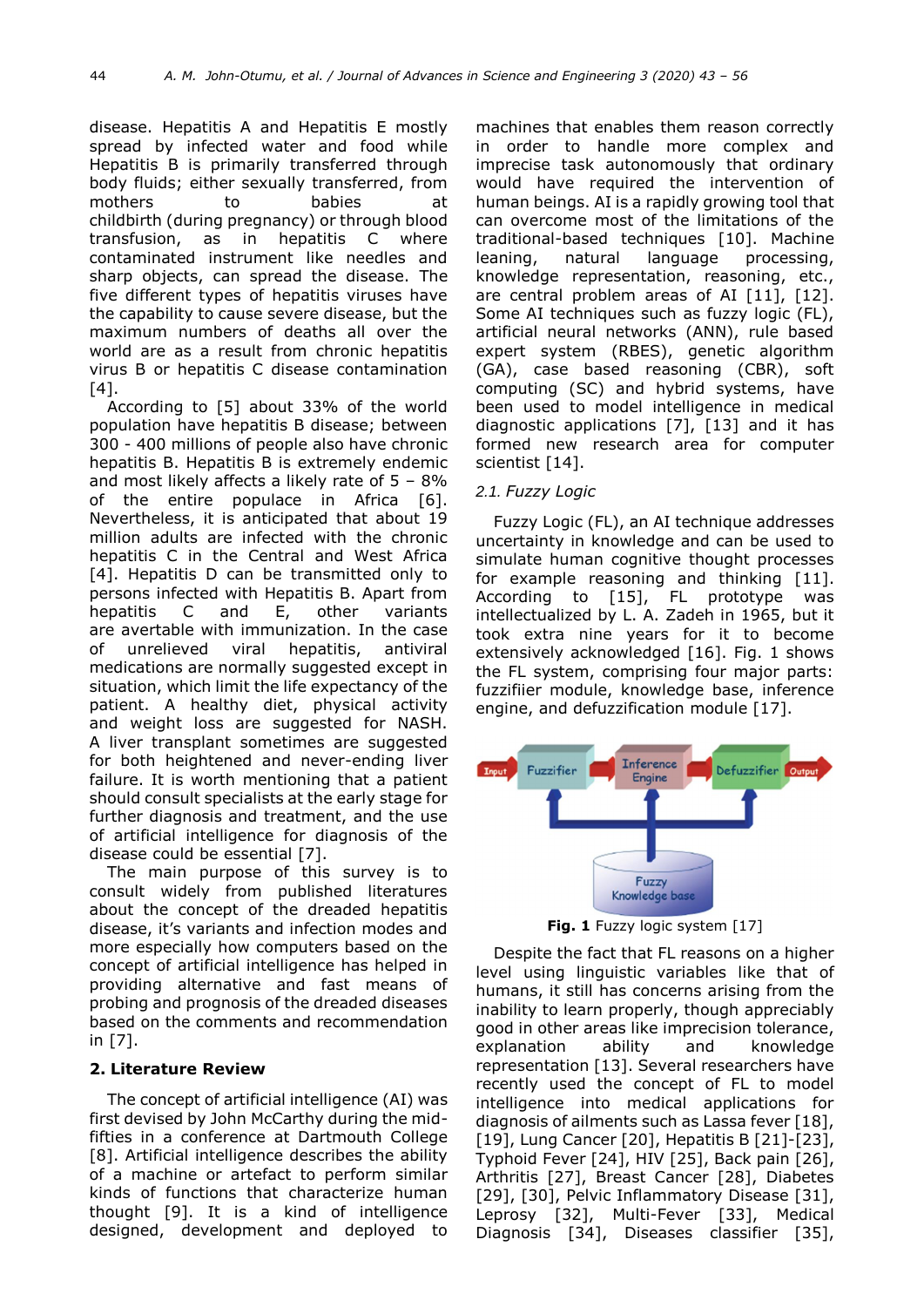disease. Hepatitis A and Hepatitis E mostly spread by infected water and food while Hepatitis B is primarily transferred through body fluids; either sexually transferred, from mothers to babies at childbirth (during pregnancy) or through blood transfusion, as in hepatitis C where contaminated instrument like needles and sharp objects, can spread the disease. The five different types of hepatitis viruses have the capability to cause severe disease, but the maximum numbers of deaths all over the world are as a result from chronic hepatitis virus B or hepatitis C disease contamination [4].

According to [5] about 33% of the world population have hepatitis B disease; between 300 - 400 millions of people also have chronic hepatitis B. Hepatitis B is extremely endemic and most likely affects a likely rate of 5 – 8% of the entire populace in Africa [6]. Nevertheless, it is anticipated that about 19 million adults are infected with the chronic hepatitis C in the Central and West Africa [4]. Hepatitis D can be transmitted only to persons infected with Hepatitis B. Apart from hepatitis C and E, other variants are avertable with immunization. In the case of unrelieved viral hepatitis, antiviral medications are normally suggested except in situation, which limit the life expectancy of the patient. A healthy diet, physical activity and weight loss are suggested for NASH. A liver transplant sometimes are suggested for both heightened and never-ending liver failure. It is worth mentioning that a patient should consult specialists at the early stage for further diagnosis and treatment, and the use of artificial intelligence for diagnosis of the disease could be essential [7].

The main purpose of this survey is to consult widely from published literatures about the concept of the dreaded hepatitis disease, it's variants and infection modes and more especially how computers based on the concept of artificial intelligence has helped in providing alternative and fast means of probing and prognosis of the dreaded diseases based on the comments and recommendation in [7].

## 2. Literature Review

The concept of artificial intelligence (AI) was first devised by John McCarthy during the mid-fifties in a conference at Dartmouth College [8]. Artificial intelligence describes the ability of a machine or artefact to perform similar kinds of functions that characterize human thought [9]. It is a kind of intelligence designed, development and deployed to machines that enables them reason correctly in order to handle more complex and imprecise task autonomously that ordinary would have required the intervention of human beings. AI is a rapidly growing tool that can overcome most of the limitations of the traditional-based techniques [10]. Machine leaning, natural language processing, knowledge representation, reasoning, etc., are central problem areas of AI [11], [12]. Some AI techniques such as fuzzy logic (FL), artificial neural networks (ANN), rule based expert system (RBES), genetic algorithm (GA), case based reasoning (CBR), soft computing (SC) and hybrid systems, have been used to model intelligence in medical diagnostic applications [7], [13] and it has formed new research area for computer scientist [14].

### 2.1. Fuzzy Logic

Fuzzy Logic (FL), an AI technique addresses uncertainty in knowledge and can be used to simulate human cognitive thought processes for example reasoning and thinking [11]. According to [15], FL prototype was intellectualized by L. A. Zadeh in 1965, but it took extra nine years for it to become extensively acknowledged [16]. Fig. 1 shows the FL system, comprising four major parts: fuzzifiier module, knowledge base, inference engine, and defuzzification module [17].

**Fig. 1** Fuzzy logic system [17]

Despite the fact that FL reasons on a higher level using linguistic variables like that of humans, it still has concerns arising from the inability to learn properly, though appreciably good in other areas like imprecision tolerance, explanation ability and knowledge representation [13]. Several researchers have recently used the concept of FL to model intelligence into medical applications for diagnosis of ailments such as Lassa fever [18], [19], Lung Cancer [20], Hepatitis B [21]-[23], Typhoid Fever [24], HIV [25], Back pain [26], Arthritis [27], Breast Cancer [28], Diabetes [29], [30], Pelvic Inflammatory Disease [31], Leprosy [32], Multi-Fever [33], Medical Diagnosis [34], Diseases classifier [35],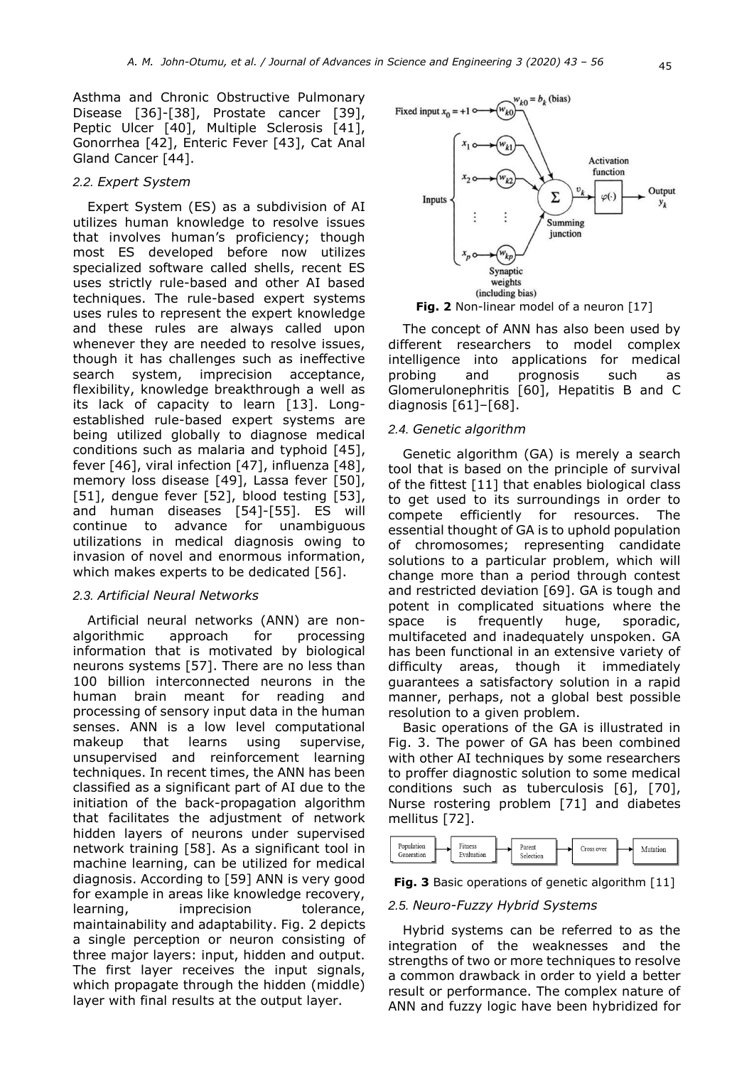Asthma and Chronic Obstructive Pulmonary Disease [36]-[38], Prostate cancer [39], Peptic Ulcer [40], Multiple Sclerosis [41], Gonorrhea [42], Enteric Fever [43], Cat Anal Gland Cancer [44].

### *2.2. Expert System*

Expert System (ES) as a subdivision of AI utilizes human knowledge to resolve issues that involves human's proficiency; though most ES developed before now utilizes specialized software called shells, recent ES uses strictly rule-based and other AI based techniques. The rule-based expert systems uses rules to represent the expert knowledge and these rules are always called upon whenever they are needed to resolve issues, though it has challenges such as ineffective search system, imprecision acceptance, flexibility, knowledge breakthrough a well as its lack of capacity to learn [13]. Long-established rule-based expert systems are being utilized globally to diagnose medical conditions such as malaria and typhoid [45], fever [46], viral infection [47], influenza [48], memory loss disease [49], Lassa fever [50], [51], dengue fever [52], blood testing [53], and human diseases [54]-[55]. ES will continue to advance for unambiguous utilizations in medical diagnosis owing to invasion of novel and enormous information, which makes experts to be dedicated [56].

### *2.3. Artificial Neural Networks*

Artificial neural networks (ANN) are non-algorithmic approach for processing information that is motivated by biological neurons systems [57]. There are no less than 100 billion interconnected neurons in the human brain meant for reading and processing of sensory input data in the human senses. ANN is a low level computational makeup that learns using supervise, unsupervised and reinforcement learning techniques. In recent times, the ANN has been classified as a significant part of AI due to the initiation of the back-propagation algorithm that facilitates the adjustment of network hidden layers of neurons under supervised network training [58]. As a significant tool in machine learning, can be utilized for medical diagnosis. According to [59] ANN is very good for example in areas like knowledge recovery, learning, imprecision tolerance, maintainability and adaptability. Fig. 2 depicts a single perception or neuron consisting of three major layers: input, hidden and output. The first layer receives the input signals, which propagate through the hidden (middle) layer with final results at the output layer.

**Fig. 2** Non-linear model of a neuron [17]

The concept of ANN has also been used by different researchers to model complex intelligence into applications for medical probing and prognosis such as Glomerulonephritis [60], Hepatitis B and C diagnosis [61]–[68].

### *2.4. Genetic algorithm*

Genetic algorithm (GA) is merely a search tool that is based on the principle of survival of the fittest [11] that enables biological class to get used to its surroundings in order to compete efficiently for resources. The essential thought of GA is to uphold population of chromosomes; representing candidate solutions to a particular problem, which will change more than a period through contest and restricted deviation [69]. GA is tough and potent in complicated situations where the space is frequently huge, sporadic, multifaceted and inadequately unspoken. GA has been functional in an extensive variety of difficulty areas, though it immediately guarantees a satisfactory solution in a rapid manner, perhaps, not a global best possible resolution to a given problem.

Basic operations of the GA is illustrated in Fig. 3. The power of GA has been combined with other AI techniques by some researchers to proffer diagnostic solution to some medical conditions such as tuberculosis [6], [70], Nurse rostering problem [71] and diabetes mellitus [72].

**Fig. 3** Basic operations of genetic algorithm [11]

### *2.5. Neuro-Fuzzy Hybrid Systems*

Hybrid systems can be referred to as the integration of the weaknesses and the strengths of two or more techniques to resolve a common drawback in order to yield a better result or performance. The complex nature of ANN and fuzzy logic have been hybridized for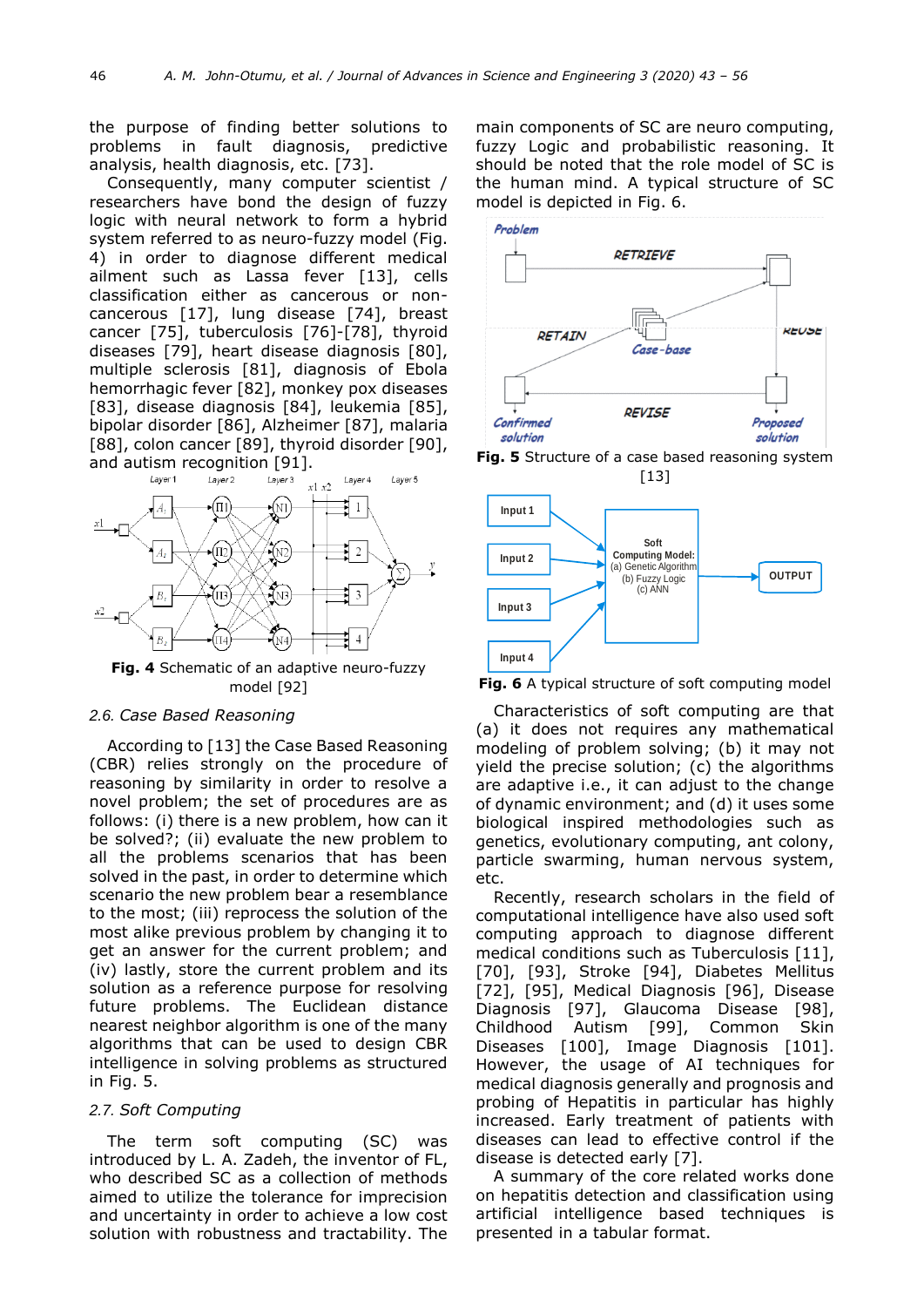the purpose of finding better solutions to problems in fault diagnosis, predictive analysis, health diagnosis, etc. [73].

Consequently, many computer scientist / researchers have bond the design of fuzzy logic with neural network to form a hybrid system referred to as neuro-fuzzy model (Fig. 4) in order to diagnose different medical ailment such as Lassa fever [13], cells classification either as cancerous or non-cancerous [17], lung disease [74], breast cancer [75], tuberculosis [76]-[78], thyroid diseases [79], heart disease diagnosis [80], multiple sclerosis [81], diagnosis of Ebola hemorrhagic fever [82], monkey pox diseases [83], disease diagnosis [84], leukemia [85], bipolar disorder [86], Alzheimer [87], malaria [88], colon cancer [89], thyroid disorder [90], and autism recognition [91].

**Fig. 4** Schematic of an adaptive neuro-fuzzy model [92]

### 2.6. Case Based Reasoning

According to [13] the Case Based Reasoning (CBR) relies strongly on the procedure of reasoning by similarity in order to resolve a novel problem; the set of procedures are as follows: (i) there is a new problem, how can it be solved?; (ii) evaluate the new problem to all the problems scenarios that has been solved in the past, in order to determine which scenario the new problem bear a resemblance to the most; (iii) reprocess the solution of the most alike previous problem by changing it to get an answer for the current problem; and (iv) lastly, store the current problem and its solution as a reference purpose for resolving future problems. The Euclidean distance nearest neighbor algorithm is one of the many algorithms that can be used to design CBR intelligence in solving problems as structured in Fig. 5.

### 2.7. Soft Computing

The term soft computing (SC) was introduced by L. A. Zadeh, the inventor of FL, who described SC as a collection of methods aimed to utilize the tolerance for imprecision and uncertainty in order to achieve a low cost solution with robustness and tractability. The main components of SC are neuro computing, fuzzy Logic and probabilistic reasoning. It should be noted that the role model of SC is the human mind. A typical structure of SC model is depicted in Fig. 6.

**Fig. 5** Structure of a case based reasoning system [13]

**Fig. 6** A typical structure of soft computing model

Characteristics of soft computing are that (a) it does not requires any mathematical modeling of problem solving; (b) it may not yield the precise solution; (c) the algorithms are adaptive i.e., it can adjust to the change of dynamic environment; and (d) it uses some biological inspired methodologies such as genetics, evolutionary computing, ant colony, particle swarming, human nervous system, etc.

Recently, research scholars in the field of computational intelligence have also used soft computing approach to diagnose different medical conditions such as Tuberculosis [11], [70], [93], Stroke [94], Diabetes Mellitus [72], [95], Medical Diagnosis [96], Disease Diagnosis [97], Glaucoma Disease [98], Childhood Autism [99], Common Skin Diseases [100], Image Diagnosis [101]. However, the usage of AI techniques for medical diagnosis generally and prognosis and probing of Hepatitis in particular has highly increased. Early treatment of patients with diseases can lead to effective control if the disease is detected early [7].

A summary of the core related works done on hepatitis detection and classification using artificial intelligence based techniques is presented in a tabular format.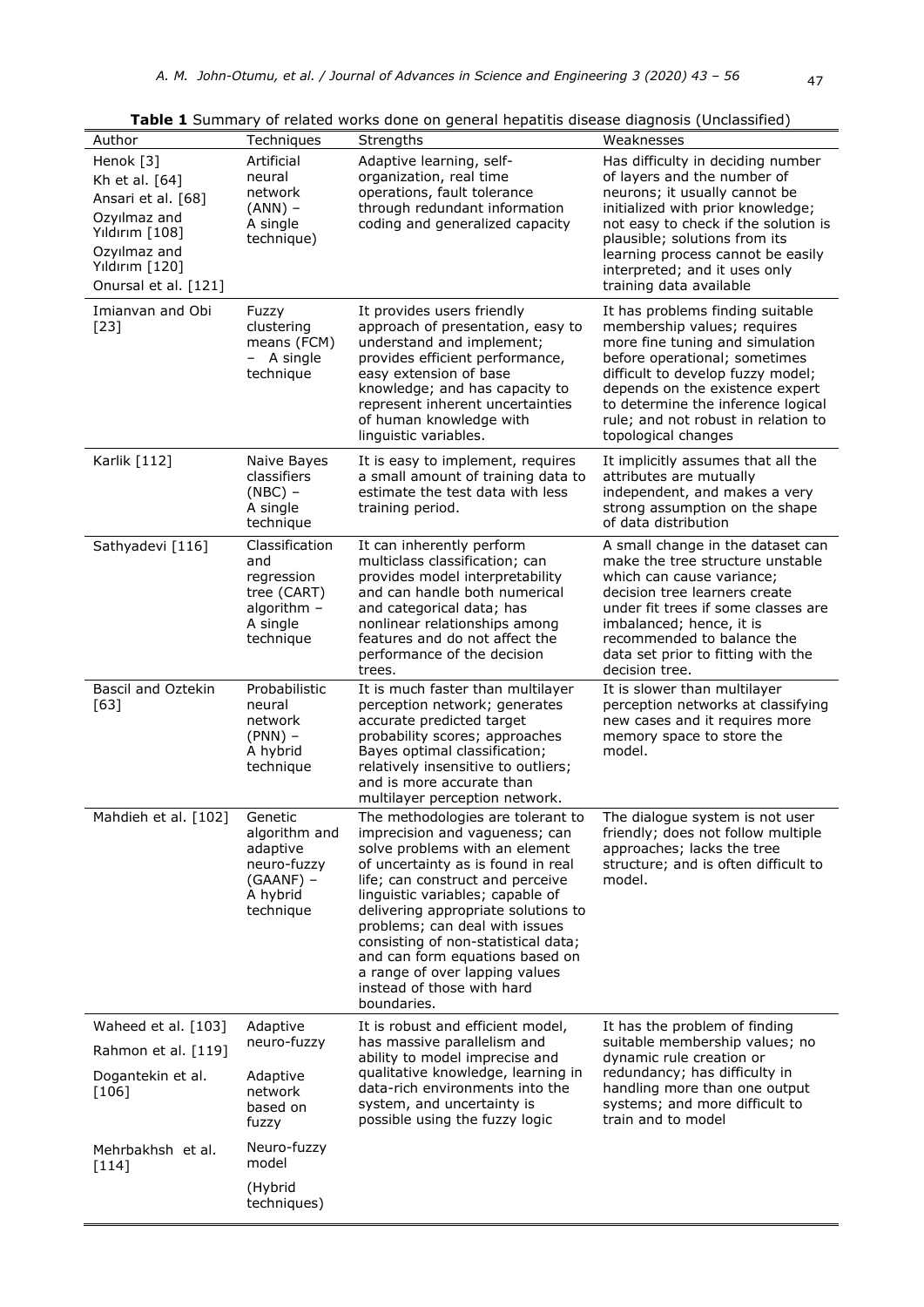**Table 1** Summary of related works done on general hepatitis disease diagnosis (Unclassified)

| Author | Techniques | Strengths | Weaknesses |
| --- | --- | --- | --- |
| Henok [3]<br>Kh et al. [64]<br>Ansari et al. [68]<br>Ozyılmaz and Yıldırım [108]<br>Ozyılmaz and Yıldırım [120]<br>Onursal et al. [121] | Artificial neural network (ANN) – A single technique) | Adaptive learning, self-organization, real time operations, fault tolerance through redundant information coding and generalized capacity | Has difficulty in deciding number of layers and the number of neurons; it usually cannot be initialized with prior knowledge; not easy to check if the solution is plausible; solutions from its learning process cannot be easily interpreted; and it uses only training data available |
| Imianvan and Obi [23] | Fuzzy clustering means (FCM) – A single technique | It provides users friendly approach of presentation, easy to understand and implement; provides efficient performance, easy extension of base knowledge; and has capacity to represent inherent uncertainties of human knowledge with linguistic variables. | It has problems finding suitable membership values; requires more fine tuning and simulation before operational; sometimes difficult to develop fuzzy model; depends on the existence expert to determine the inference logical rule; and not robust in relation to topological changes |
| Karlik [112] | Naive Bayes classifiers (NBC) – A single technique | It is easy to implement, requires a small amount of training data to estimate the test data with less training period. | It implicitly assumes that all the attributes are mutually independent, and makes a very strong assumption on the shape of data distribution |
| Sathyadevi [116] | Classification and regression tree (CART) algorithm – A single technique | It can inherently perform multiclass classification; can provides model interpretability and can handle both numerical and categorical data; has nonlinear relationships among features and do not affect the performance of the decision trees. | A small change in the dataset can make the tree structure unstable which can cause variance; decision tree learners create under fit trees if some classes are imbalanced; hence, it is recommended to balance the data set prior to fitting with the decision tree. |
| Bascil and Oztekin [63] | Probabilistic neural network (PNN) – A hybrid technique | It is much faster than multilayer perception network; generates accurate predicted target probability scores; approaches Bayes optimal classification; relatively insensitive to outliers; and is more accurate than multilayer perception network. | It is slower than multilayer perception networks at classifying new cases and it requires more memory space to store the model. |
| Mahdieh et al. [102] | Genetic algorithm and adaptive neuro-fuzzy (GAANF) – A hybrid technique | The methodologies are tolerant to imprecision and vagueness; can solve problems with an element of uncertainty as is found in real life; can construct and perceive linguistic variables; capable of delivering appropriate solutions to problems; can deal with issues consisting of non-statistical data; and can form equations based on a range of over lapping values instead of those with hard boundaries. | The dialogue system is not user friendly; does not follow multiple approaches; lacks the tree structure; and is often difficult to model. |
| Waheed et al. [103]<br>Rahmon et al. [119]<br>Dogantekin et al. [106]<br>Mehrbakhsh et al. [114] | Adaptive neuro-fuzzy<br>Adaptive network based on fuzzy<br>Neuro-fuzzy model<br>(Hybrid techniques) | It is robust and efficient model, has massive parallelism and ability to model imprecise and qualitative knowledge, learning in data-rich environments into the system, and uncertainty is possible using the fuzzy logic | It has the problem of finding suitable membership values; no dynamic rule creation or redundancy; has difficulty in handling more than one output systems; and more difficult to train and to model |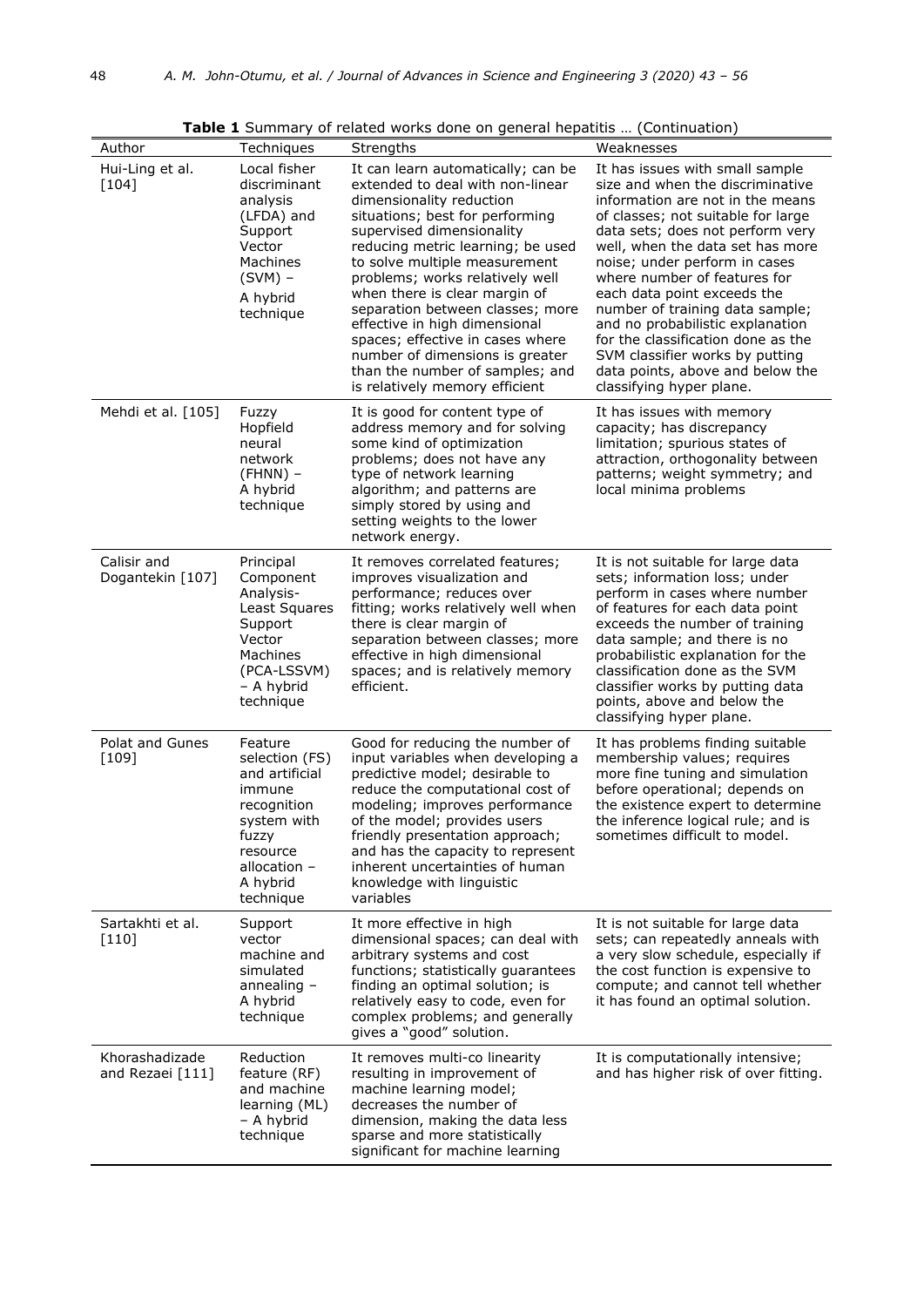**Table 1** Summary of related works done on general hepatitis … (Continuation)

| Author | Techniques | Strengths | Weaknesses |
|---|---|---|---|
| Hui-Ling et al. [104] | Local fisher discriminant analysis (LFDA) and Support Vector Machines (SVM) – A hybrid technique | It can learn automatically; can be extended to deal with non-linear dimensionality reduction situations; best for performing supervised dimensionality reducing metric learning; be used to solve multiple measurement problems; works relatively well when there is clear margin of separation between classes; more effective in high dimensional spaces; effective in cases where number of dimensions is greater than the number of samples; and is relatively memory efficient | It has issues with small sample size and when the discriminative information are not in the means of classes; not suitable for large data sets; does not perform very well, when the data set has more noise; under perform in cases where number of features for each data point exceeds the number of training data sample; and no probabilistic explanation for the classification done as the SVM classifier works by putting data points, above and below the classifying hyper plane. |
| Mehdi et al. [105] | Fuzzy Hopfield neural network (FHNN) – A hybrid technique | It is good for content type of address memory and for solving some kind of optimization problems; does not have any type of network learning algorithm; and patterns are simply stored by using and setting weights to the lower network energy. | It has issues with memory capacity; has discrepancy limitation; spurious states of attraction, orthogonality between patterns; weight symmetry; and local minima problems |
| Calisir and Dogantekin [107] | Principal Component Analysis-Least Squares Support Vector Machines (PCA-LSSVM) – A hybrid technique | It removes correlated features; improves visualization and performance; reduces over fitting; works relatively well when there is clear margin of separation between classes; more effective in high dimensional spaces; and is relatively memory efficient. | It is not suitable for large data sets; information loss; under perform in cases where number of features for each data point exceeds the number of training data sample; and there is no probabilistic explanation for the classification done as the SVM classifier works by putting data points, above and below the classifying hyper plane. |
| Polat and Gunes [109] | Feature selection (FS) and artificial immune recognition system with fuzzy resource allocation – A hybrid technique | Good for reducing the number of input variables when developing a predictive model; desirable to reduce the computational cost of modeling; improves performance of the model; provides users friendly presentation approach; and has the capacity to represent inherent uncertainties of human knowledge with linguistic variables | It has problems finding suitable membership values; requires more fine tuning and simulation before operational; depends on the existence expert to determine the inference logical rule; and is sometimes difficult to model. |
| Sartakhti et al. [110] | Support vector machine and simulated annealing – A hybrid technique | It more effective in high dimensional spaces; can deal with arbitrary systems and cost functions; statistically guarantees finding an optimal solution; is relatively easy to code, even for complex problems; and generally gives a "good" solution. | It is not suitable for large data sets; can repeatedly anneals with a very slow schedule, especially if the cost function is expensive to compute; and cannot tell whether it has found an optimal solution. |
| Khorashadizade and Rezaei [111] | Reduction feature (RF) and machine learning (ML) – A hybrid technique | It removes multi-co linearity resulting in improvement of machine learning model; decreases the number of dimension, making the data less sparse and more statistically significant for machine learning | It is computationally intensive; and has higher risk of over fitting. |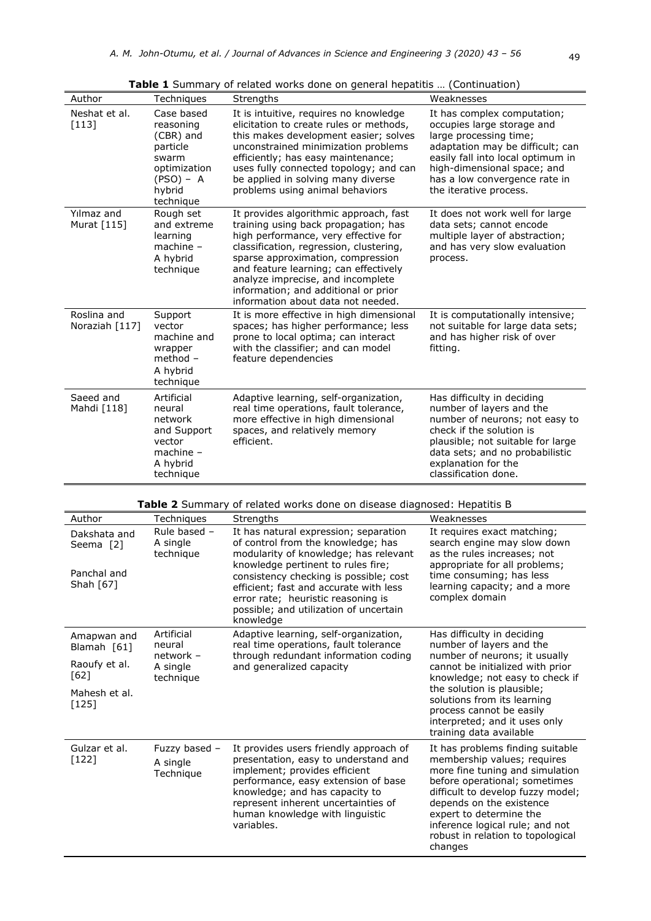**Table 1** Summary of related works done on general hepatitis … (Continuation)

| Author | Techniques | Strengths | Weaknesses |
|---|---|---|---|
| Neshat et al. [113] | Case based reasoning (CBR) and particle swarm optimization (PSO) – A hybrid technique | It is intuitive, requires no knowledge elicitation to create rules or methods, this makes development easier; solves unconstrained minimization problems efficiently; has easy maintenance; uses fully connected topology; and can be applied in solving many diverse problems using animal behaviors | It has complex computation; occupies large storage and large processing time; adaptation may be difficult; can easily fall into local optimum in high-dimensional space; and has a low convergence rate in the iterative process. |
| Yılmaz and Murat [115] | Rough set and extreme learning machine – A hybrid technique | It provides algorithmic approach, fast training using back propagation; has high performance, very effective for classification, regression, clustering, sparse approximation, compression and feature learning; can effectively analyze imprecise, and incomplete information; and additional or prior information about data not needed. | It does not work well for large data sets; cannot encode multiple layer of abstraction; and has very slow evaluation process. |
| Roslina and Noraziah [117] | Support vector machine and wrapper method – A hybrid technique | It is more effective in high dimensional spaces; has higher performance; less prone to local optima; can interact with the classifier; and can model feature dependencies | It is computationally intensive; not suitable for large data sets; and has higher risk of over fitting. |
| Saeed and Mahdi [118] | Artificial neural network and Support vector machine – A hybrid technique | Adaptive learning, self-organization, real time operations, fault tolerance, more effective in high dimensional spaces, and relatively memory efficient. | Has difficulty in deciding number of layers and the number of neurons; not easy to check if the solution is plausible; not suitable for large data sets; and no probabilistic explanation for the classification done. |

**Table 2** Summary of related works done on disease diagnosed: Hepatitis B

| Author | Techniques | Strengths | Weaknesses |
|---|---|---|---|
| Dakshata and Seema [2]<br><br>Panchal and Shah [67] | Rule based – A single technique | It has natural expression; separation of control from the knowledge; has modularity of knowledge; has relevant knowledge pertinent to rules fire; consistency checking is possible; cost efficient; fast and accurate with less error rate; heuristic reasoning is possible; and utilization of uncertain knowledge | It requires exact matching; search engine may slow down as the rules increases; not appropriate for all problems; time consuming; has less learning capacity; and a more complex domain |
| Amapwan and Blamah [61]<br><br>Raoufy et al. [62]<br><br>Mahesh et al. [125] | Artificial neural network – A single technique | Adaptive learning, self-organization, real time operations, fault tolerance through redundant information coding and generalized capacity | Has difficulty in deciding number of layers and the number of neurons; it usually cannot be initialized with prior knowledge; not easy to check if the solution is plausible; solutions from its learning process cannot be easily interpreted; and it uses only training data available |
| Gulzar et al. [122] | Fuzzy based – A single Technique | It provides users friendly approach of presentation, easy to understand and implement; provides efficient performance, easy extension of base knowledge; and has capacity to represent inherent uncertainties of human knowledge with linguistic variables. | It has problems finding suitable membership values; requires more fine tuning and simulation before operational; sometimes difficult to develop fuzzy model; depends on the existence expert to determine the inference logical rule; and not robust in relation to topological changes |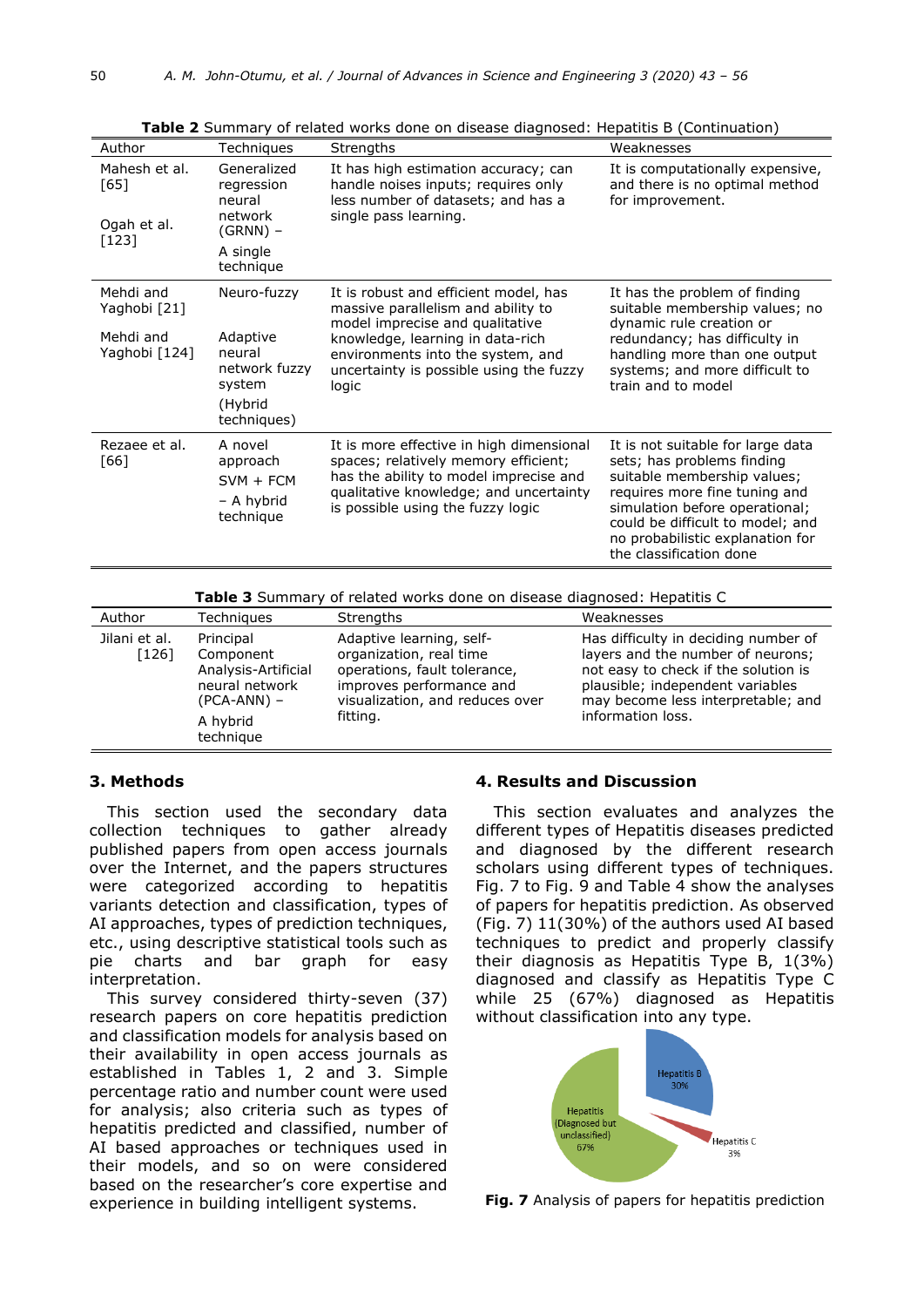**Table 2** Summary of related works done on disease diagnosed: Hepatitis B (Continuation)

| Author | Techniques | Strengths | Weaknesses |
|---|---|---|---|
| Mahesh et al. [65]<br><br>Ogah et al. [123] | Generalized regression neural network (GRNN) –<br>A single technique | It has high estimation accuracy; can handle noises inputs; requires only less number of datasets; and has a single pass learning. | It is computationally expensive, and there is no optimal method for improvement. |
| Mehdi and Yaghobi [21]<br><br>Mehdi and Yaghobi [124] | Neuro-fuzzy<br><br>Adaptive neural network fuzzy system<br>(Hybrid techniques) | It is robust and efficient model, has massive parallelism and ability to model imprecise and qualitative knowledge, learning in data-rich environments into the system, and uncertainty is possible using the fuzzy logic | It has the problem of finding suitable membership values; no dynamic rule creation or redundancy; has difficulty in handling more than one output systems; and more difficult to train and to model |
| Rezaee et al. [66] | A novel approach<br>SVM + FCM<br>– A hybrid technique | It is more effective in high dimensional spaces; relatively memory efficient; has the ability to model imprecise and qualitative knowledge; and uncertainty is possible using the fuzzy logic | It is not suitable for large data sets; has problems finding suitable membership values; requires more fine tuning and simulation before operational; could be difficult to model; and no probabilistic explanation for the classification done |

**Table 3** Summary of related works done on disease diagnosed: Hepatitis C

| Author | Techniques | Strengths | Weaknesses |
|---|---|---|---|
| Jilani et al. [126] | Principal Component Analysis-Artificial neural network (PCA-ANN) –<br>A hybrid technique | Adaptive learning, self-organization, real time operations, fault tolerance, improves performance and visualization, and reduces over fitting. | Has difficulty in deciding number of layers and the number of neurons; not easy to check if the solution is plausible; independent variables may become less interpretable; and information loss. |

## 3. Methods

This section used the secondary data collection techniques to gather already published papers from open access journals over the Internet, and the papers structures were categorized according to hepatitis variants detection and classification, types of AI approaches, types of prediction techniques, etc., using descriptive statistical tools such as pie charts and bar graph for easy interpretation.

This survey considered thirty-seven (37) research papers on core hepatitis prediction and classification models for analysis based on their availability in open access journals as established in Tables 1, 2 and 3. Simple percentage ratio and number count were used for analysis; also criteria such as types of hepatitis predicted and classified, number of AI based approaches or techniques used in their models, and so on were considered based on the researcher's core expertise and experience in building intelligent systems.

## 4. Results and Discussion

This section evaluates and analyzes the different types of Hepatitis diseases predicted and diagnosed by the different research scholars using different types of techniques. Fig. 7 to Fig. 9 and Table 4 show the analyses of papers for hepatitis prediction. As observed (Fig. 7) 11(30%) of the authors used AI based techniques to predict and properly classify their diagnosis as Hepatitis Type B, 1(3%) diagnosed and classify as Hepatitis Type C while 25 (67%) diagnosed as Hepatitis without classification into any type.

**Fig. 7** Analysis of papers for hepatitis prediction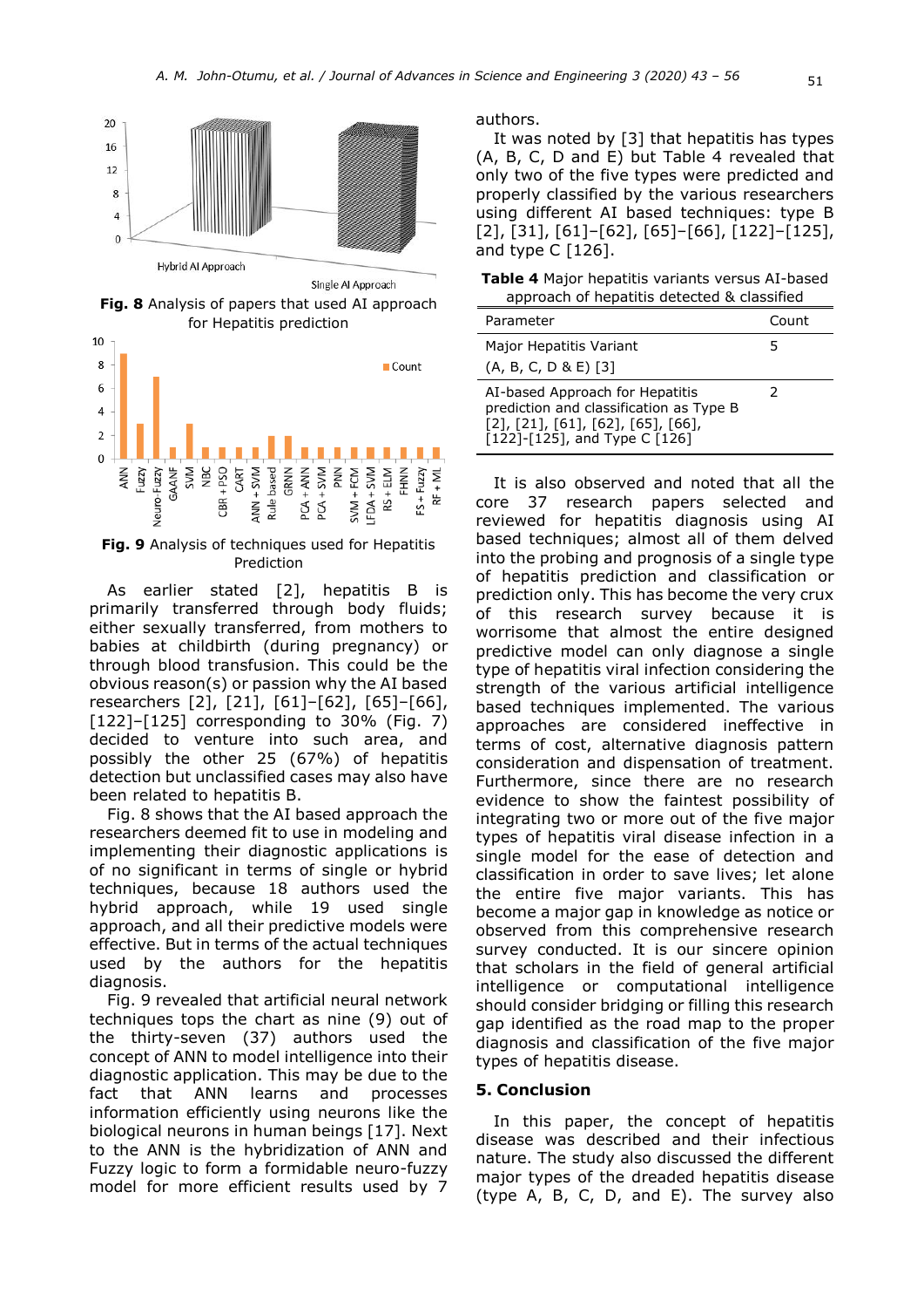Fig. 8 Analysis of papers that used AI approach for Hepatitis prediction

Fig. 9 Analysis of techniques used for Hepatitis Prediction

As earlier stated [2], hepatitis B is primarily transferred through body fluids; either sexually transferred, from mothers to babies at childbirth (during pregnancy) or through blood transfusion. This could be the obvious reason(s) or passion why the AI based researchers [2], [21], [61]–[62], [65]–[66], [122]–[125] corresponding to 30% (Fig. 7) decided to venture into such area, and possibly the other 25 (67%) of hepatitis detection but unclassified cases may also have been related to hepatitis B.

Fig. 8 shows that the AI based approach the researchers deemed fit to use in modeling and implementing their diagnostic applications is of no significant in terms of single or hybrid techniques, because 18 authors used the hybrid approach, while 19 used single approach, and all their predictive models were effective. But in terms of the actual techniques used by the authors for the hepatitis diagnosis.

Fig. 9 revealed that artificial neural network techniques tops the chart as nine (9) out of the thirty-seven (37) authors used the concept of ANN to model intelligence into their diagnostic application. This may be due to the fact that ANN learns and processes information efficiently using neurons like the biological neurons in human beings [17]. Next to the ANN is the hybridization of ANN and Fuzzy logic to form a formidable neuro-fuzzy model for more efficient results used by 7 authors.

It was noted by [3] that hepatitis has types (A, B, C, D and E) but Table 4 revealed that only two of the five types were predicted and properly classified by the various researchers using different AI based techniques: type B [2], [31], [61]–[62], [65]–[66], [122]–[125], and type C [126].

**Table 4** Major hepatitis variants versus AI-based approach of hepatitis detected & classified

| Parameter | Count |
|---|---|
| Major Hepatitis Variant (A, B, C, D & E) [3] | 5 |
| AI-based Approach for Hepatitis prediction and classification as Type B [2], [21], [61], [62], [65], [66], [122]-[125], and Type C [126] | 2 |

It is also observed and noted that all the core 37 research papers selected and reviewed for hepatitis diagnosis using AI based techniques; almost all of them delved into the probing and prognosis of a single type of hepatitis prediction and classification or prediction only. This has become the very crux of this research survey because it is worrisome that almost the entire designed predictive model can only diagnose a single type of hepatitis viral infection considering the strength of the various artificial intelligence based techniques implemented. The various approaches are considered ineffective in terms of cost, alternative diagnosis pattern consideration and dispensation of treatment. Furthermore, since there are no research evidence to show the faintest possibility of integrating two or more out of the five major types of hepatitis viral disease infection in a single model for the ease of detection and classification in order to save lives; let alone the entire five major variants. This has become a major gap in knowledge as notice or observed from this comprehensive research survey conducted. It is our sincere opinion that scholars in the field of general artificial intelligence or computational intelligence should consider bridging or filling this research gap identified as the road map to the proper diagnosis and classification of the five major types of hepatitis disease.

## 5. Conclusion

In this paper, the concept of hepatitis disease was described and their infectious nature. The study also discussed the different major types of the dreaded hepatitis disease (type A, B, C, D, and E). The survey also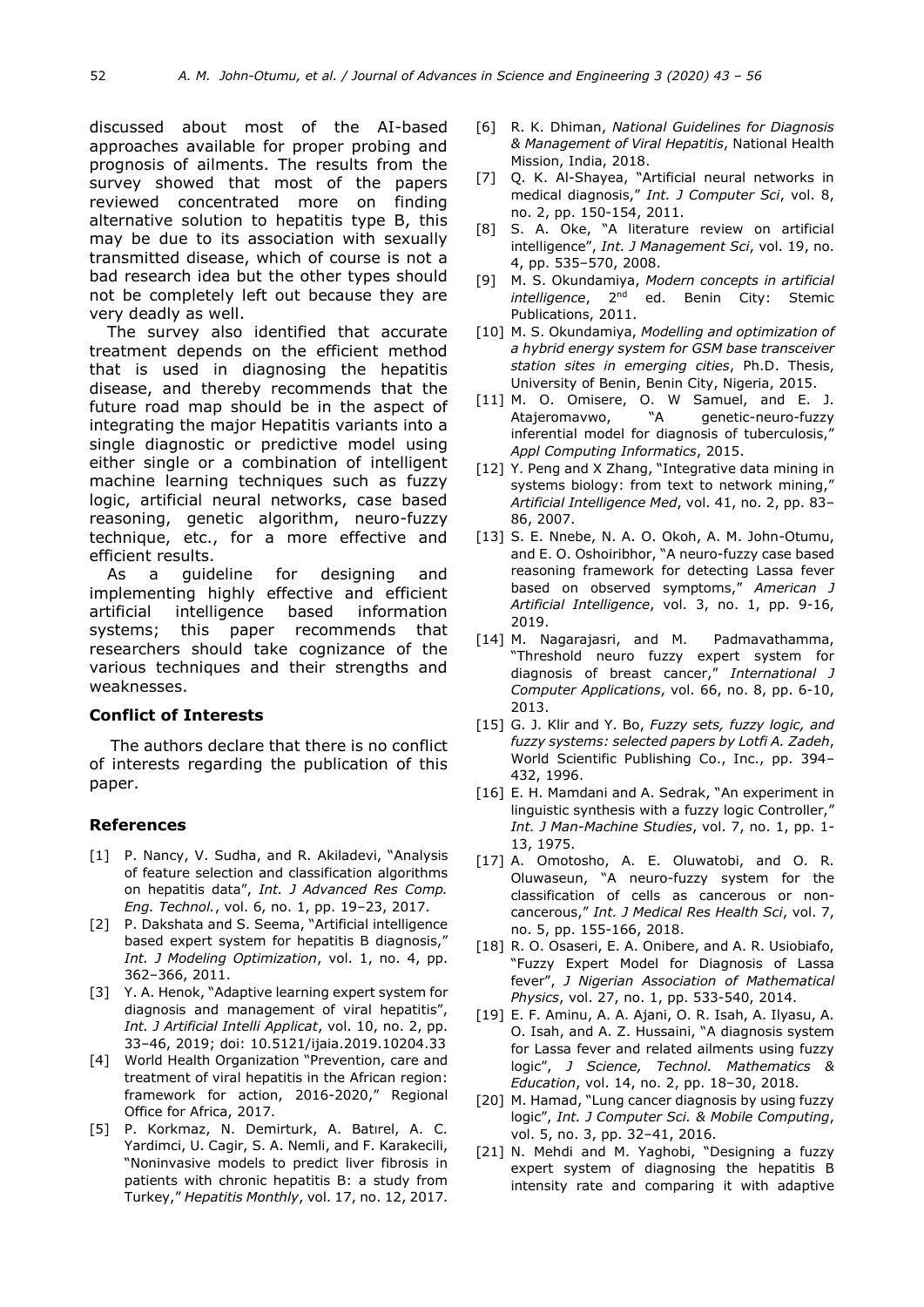discussed about most of the AI-based approaches available for proper probing and prognosis of ailments. The results from the survey showed that most of the papers reviewed concentrated more on finding alternative solution to hepatitis type B, this may be due to its association with sexually transmitted disease, which of course is not a bad research idea but the other types should not be completely left out because they are very deadly as well.

The survey also identified that accurate treatment depends on the efficient method that is used in diagnosing the hepatitis disease, and thereby recommends that the future road map should be in the aspect of integrating the major Hepatitis variants into a single diagnostic or predictive model using either single or a combination of intelligent machine learning techniques such as fuzzy logic, artificial neural networks, case based reasoning, genetic algorithm, neuro-fuzzy technique, etc., for a more effective and efficient results.

As a guideline for designing and implementing highly effective and efficient artificial intelligence based information systems; this paper recommends that researchers should take cognizance of the various techniques and their strengths and weaknesses.

### Conflict of Interests

The authors declare that there is no conflict of interests regarding the publication of this paper.

### References

[1] P. Nancy, V. Sudha, and R. Akiladevi, "Analysis of feature selection and classification algorithms on hepatitis data", *Int. J Advanced Res Comp. Eng. Technol.*, vol. 6, no. 1, pp. 19–23, 2017.

[2] P. Dakshata and S. Seema, "Artificial intelligence based expert system for hepatitis B diagnosis," *Int. J Modeling Optimization*, vol. 1, no. 4, pp. 362–366, 2011.

[3] Y. A. Henok, "Adaptive learning expert system for diagnosis and management of viral hepatitis", *Int. J Artificial Intelli Applicat*, vol. 10, no. 2, pp. 33–46, 2019; doi: 10.5121/ijaia.2019.10204.33

[4] World Health Organization "Prevention, care and treatment of viral hepatitis in the African region: framework for action, 2016-2020," Regional Office for Africa, 2017.

[5] P. Korkmaz, N. Demirturk, A. Batırel, A. C. Yardimci, U. Cagir, S. A. Nemli, and F. Karakecili, "Noninvasive models to predict liver fibrosis in patients with chronic hepatitis B: a study from Turkey," *Hepatitis Monthly*, vol. 17, no. 12, 2017.

[6] R. K. Dhiman, *National Guidelines for Diagnosis & Management of Viral Hepatitis*, National Health Mission, India, 2018.

[7] Q. K. Al-Shayea, "Artificial neural networks in medical diagnosis," *Int. J Computer Sci*, vol. 8, no. 2, pp. 150-154, 2011.

[8] S. A. Oke, "A literature review on artificial intelligence", *Int. J Management Sci*, vol. 19, no. 4, pp. 535–570, 2008.

[9] M. S. Okundamiya, *Modern concepts in artificial intelligence*, 2nd ed. Benin City: Stemic Publications, 2011.

[10] M. S. Okundamiya, *Modelling and optimization of a hybrid energy system for GSM base transceiver station sites in emerging cities*, Ph.D. Thesis, University of Benin, Benin City, Nigeria, 2015.

[11] M. O. Omisere, O. W Samuel, and E. J. Atajeromavwo, "A genetic-neuro-fuzzy inferential model for diagnosis of tuberculosis," *Appl Computing Informatics*, 2015.

[12] Y. Peng and X Zhang, "Integrative data mining in systems biology: from text to network mining," *Artificial Intelligence Med*, vol. 41, no. 2, pp. 83–86, 2007.

[13] S. E. Nnebe, N. A. O. Okoh, A. M. John-Otumu, and E. O. Oshoiribhor, "A neuro-fuzzy case based reasoning framework for detecting Lassa fever based on observed symptoms," *American J Artificial Intelligence*, vol. 3, no. 1, pp. 9-16, 2019.

[14] M. Nagarajasri, and M. Padmavathamma, "Threshold neuro fuzzy expert system for diagnosis of breast cancer," *International J Computer Applications*, vol. 66, no. 8, pp. 6-10, 2013.

[15] G. J. Klir and Y. Bo, *Fuzzy sets, fuzzy logic, and fuzzy systems: selected papers by Lotfi A. Zadeh*, World Scientific Publishing Co., Inc., pp. 394–432, 1996.

[16] E. H. Mamdani and A. Sedrak, "An experiment in linguistic synthesis with a fuzzy logic Controller," *Int. J Man-Machine Studies*, vol. 7, no. 1, pp. 1-13, 1975.

[17] A. Omotosho, A. E. Oluwatobi, and O. R. Oluwaseun, "A neuro-fuzzy system for the classification of cells as cancerous or non-cancerous," *Int. J Medical Res Health Sci*, vol. 7, no. 5, pp. 155-166, 2018.

[18] R. O. Osaseri, E. A. Onibere, and A. R. Usiobiafo, "Fuzzy Expert Model for Diagnosis of Lassa fever", *J Nigerian Association of Mathematical Physics*, vol. 27, no. 1, pp. 533-540, 2014.

[19] E. F. Aminu, A. A. Ajani, O. R. Isah, A. Ilyasu, A. O. Isah, and A. Z. Hussaini, "A diagnosis system for Lassa fever and related ailments using fuzzy logic", *J Science, Technol. Mathematics & Education*, vol. 14, no. 2, pp. 18–30, 2018.

[20] M. Hamad, "Lung cancer diagnosis by using fuzzy logic", *Int. J Computer Sci. & Mobile Computing*, vol. 5, no. 3, pp. 32–41, 2016.

[21] N. Mehdi and M. Yaghobi, "Designing a fuzzy expert system of diagnosing the hepatitis B intensity rate and comparing it with adaptive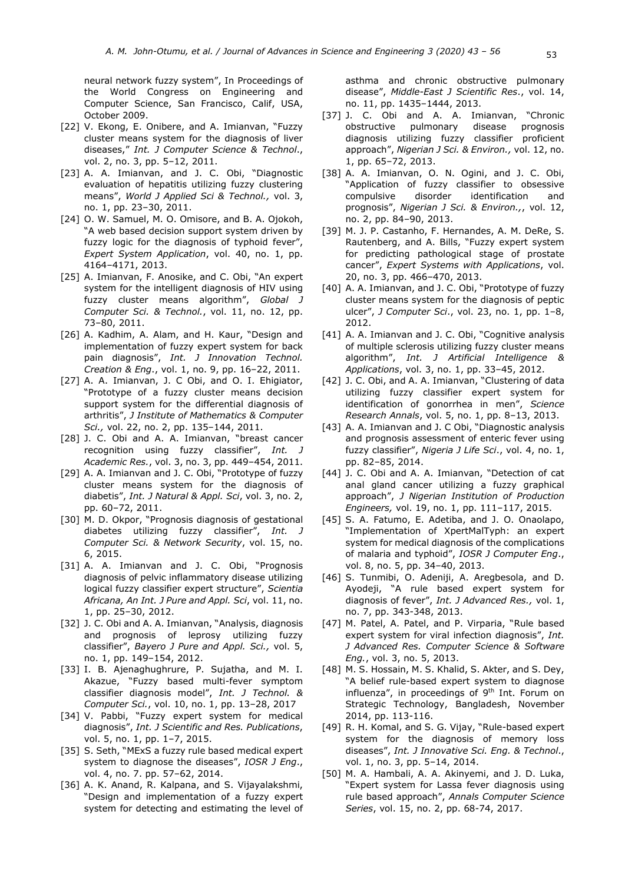neural network fuzzy system", In Proceedings of the World Congress on Engineering and Computer Science, San Francisco, Calif, USA, October 2009.

[22] V. Ekong, E. Onibere, and A. Imianvan, "Fuzzy cluster means system for the diagnosis of liver diseases," *Int. J Computer Science & Technol*., vol. 2, no. 3, pp. 5–12, 2011.

[23] A. A. Imianvan, and J. C. Obi, "Diagnostic evaluation of hepatitis utilizing fuzzy clustering means", *World J Applied Sci & Technol.,* vol. 3, no. 1, pp. 23–30, 2011.

[24] O. W. Samuel, M. O. Omisore, and B. A. Ojokoh, "A web based decision support system driven by fuzzy logic for the diagnosis of typhoid fever", *Expert System Application*, vol. 40, no. 1, pp. 4164–4171, 2013.

[25] A. Imianvan, F. Anosike, and C. Obi, "An expert system for the intelligent diagnosis of HIV using fuzzy cluster means algorithm", *Global J Computer Sci. & Technol.*, vol. 11, no. 12, pp. 73–80, 2011.

[26] A. Kadhim, A. Alam, and H. Kaur, "Design and implementation of fuzzy expert system for back pain diagnosis", *Int. J Innovation Technol. Creation & Eng*., vol. 1, no. 9, pp. 16–22, 2011.

[27] A. A. Imianvan, J. C Obi, and O. I. Ehigiator, "Prototype of a fuzzy cluster means decision support system for the differential diagnosis of arthritis", *J Institute of Mathematics & Computer Sci.,* vol. 22, no. 2, pp. 135–144, 2011.

[28] J. C. Obi and A. A. Imianvan, "breast cancer recognition using fuzzy classifier", *Int. J Academic Res.*, vol. 3, no. 3, pp. 449–454, 2011.

[29] A. A. Imianvan and J. C. Obi, "Prototype of fuzzy cluster means system for the diagnosis of diabetis", *Int. J Natural & Appl. Sci*, vol. 3, no. 2, pp. 60–72, 2011.

[30] M. D. Okpor, "Prognosis diagnosis of gestational diabetes utilizing fuzzy classifier", *Int. J Computer Sci. & Network Security*, vol. 15, no. 6, 2015.

[31] A. A. Imianvan and J. C. Obi, "Prognosis diagnosis of pelvic inflammatory disease utilizing logical fuzzy classifier expert structure", *Scientia Africana, An Int. J Pure and Appl. Sci*, vol. 11, no. 1, pp. 25–30, 2012.

[32] J. C. Obi and A. A. Imianvan, "Analysis, diagnosis and prognosis of leprosy utilizing fuzzy classifier", *Bayero J Pure and Appl. Sci.,* vol. 5, no. 1, pp. 149–154, 2012.

[33] I. B. Ajenaghughrure, P. Sujatha, and M. I. Akazue, "Fuzzy based multi-fever symptom classifier diagnosis model", *Int. J Technol. & Computer Sci.*, vol. 10, no. 1, pp. 13–28, 2017

[34] V. Pabbi, "Fuzzy expert system for medical diagnosis", *Int. J Scientific and Res. Publications*, vol. 5, no. 1, pp. 1–7, 2015.

[35] S. Seth, "MExS a fuzzy rule based medical expert system to diagnose the diseases", *IOSR J Eng*., vol. 4, no. 7. pp. 57–62, 2014.

[36] A. K. Anand, R. Kalpana, and S. Vijayalakshmi, "Design and implementation of a fuzzy expert system for detecting and estimating the level of asthma and chronic obstructive pulmonary disease", *Middle-East J Scientific Res*., vol. 14, no. 11, pp. 1435–1444, 2013.

[37] J. C. Obi and A. A. Imianvan, "Chronic obstructive pulmonary disease prognosis diagnosis utilizing fuzzy classifier proficient approach", *Nigerian J Sci. & Environ.,* vol. 12, no. 1, pp. 65–72, 2013.

[38] A. A. Imianvan, O. N. Ogini, and J. C. Obi, "Application of fuzzy classifier to obsessive compulsive disorder identification and prognosis", *Nigerian J Sci. & Environ.,*, vol. 12, no. 2, pp. 84–90, 2013.

[39] M. J. P. Castanho, F. Hernandes, A. M. DeRe, S. Rautenberg, and A. Bills, "Fuzzy expert system for predicting pathological stage of prostate cancer", *Expert Systems with Applications*, vol. 20, no. 3, pp. 466–470, 2013.

[40] A. A. Imianvan, and J. C. Obi, "Prototype of fuzzy cluster means system for the diagnosis of peptic ulcer", *J Computer Sci*., vol. 23, no. 1, pp. 1–8, 2012.

[41] A. A. Imianvan and J. C. Obi, "Cognitive analysis of multiple sclerosis utilizing fuzzy cluster means algorithm", *Int. J Artificial Intelligence & Applications*, vol. 3, no. 1, pp. 33–45, 2012.

[42] J. C. Obi, and A. A. Imianvan, "Clustering of data utilizing fuzzy classifier expert system for identification of gonorrhea in men", *Science Research Annals*, vol. 5, no. 1, pp. 8–13, 2013.

[43] A. A. Imianvan and J. C Obi, "Diagnostic analysis and prognosis assessment of enteric fever using fuzzy classifier", *Nigeria J Life Sci*., vol. 4, no. 1, pp. 82–85, 2014.

[44] J. C. Obi and A. A. Imianvan, "Detection of cat anal gland cancer utilizing a fuzzy graphical approach", *J Nigerian Institution of Production Engineers,* vol. 19, no. 1, pp. 111–117, 2015.

[45] S. A. Fatumo, E. Adetiba, and J. O. Onaolapo, "Implementation of XpertMalTyph: an expert system for medical diagnosis of the complications of malaria and typhoid", *IOSR J Computer Eng*., vol. 8, no. 5, pp. 34–40, 2013.

[46] S. Tunmibi, O. Adeniji, A. Aregbesola, and D. Ayodeji, "A rule based expert system for diagnosis of fever", *Int. J Advanced Res.,* vol. 1, no. 7, pp. 343-348, 2013.

[47] M. Patel, A. Patel, and P. Virparia, "Rule based expert system for viral infection diagnosis", *Int. J Advanced Res. Computer Science & Software Eng.*, vol. 3, no. 5, 2013.

[48] M. S. Hossain, M. S. Khalid, S. Akter, and S. Dey, "A belief rule-based expert system to diagnose influenza", in proceedings of 9th Int. Forum on Strategic Technology, Bangladesh, November 2014, pp. 113-116.

[49] R. H. Komal, and S. G. Vijay, "Rule-based expert system for the diagnosis of memory loss diseases", *Int. J Innovative Sci. Eng. & Technol*., vol. 1, no. 3, pp. 5–14, 2014.

[50] M. A. Hambali, A. A. Akinyemi, and J. D. Luka, "Expert system for Lassa fever diagnosis using rule based approach", *Annals Computer Science Series*, vol. 15, no. 2, pp. 68-74, 2017.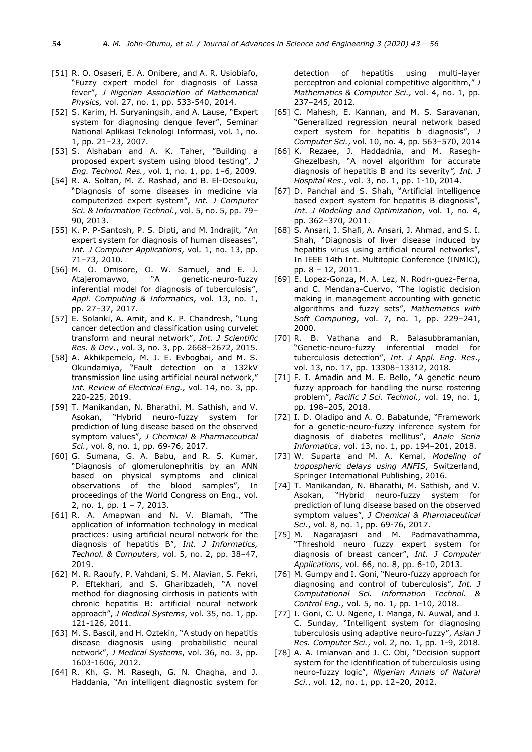[51] R. O. Osaseri, E. A. Onibere, and A. R. Usiobiafo, "Fuzzy expert model for diagnosis of Lassa fever", *J Nigerian Association of Mathematical Physics,* vol. 27, no. 1, pp. 533-540, 2014.

[52] S. Karim, H. Suryaningsih, and A. Lause, "Expert system for diagnosing dengue fever", Seminar National Aplikasi Teknologi Informasi, vol. 1, no. 1, pp. 21–23, 2007.

[53] S. Alshaban and A. K. Taher, "Building a proposed expert system using blood testing", *J Eng. Technol. Res.*, vol. 1, no. 1, pp. 1–6, 2009.

[54] R. A. Soltan, M. Z. Rashad, and B. El-Desouku, "Diagnosis of some diseases in medicine via computerized expert system", *Int. J Computer Sci. & Information Technol.*, vol. 5, no. 5, pp. 79–90, 2013.

[55] K. P. P-Santosh, P. S. Dipti, and M. Indrajit, "An expert system for diagnosis of human diseases", *Int. J Computer Applications*, vol. 1, no. 13, pp. 71–73, 2010.

[56] M. O. Omisore, O. W. Samuel, and E. J. Atajeromavwo, "A genetic-neuro-fuzzy inferential model for diagnosis of tuberculosis", *Appl. Computing & Informatics*, vol. 13, no. 1, pp. 27–37, 2017.

[57] E. Solanki, A. Amit, and K. P. Chandresh, "Lung cancer detection and classification using curvelet transform and neural network", *Int. J Scientific Res. & Dev.*, vol. 3, no. 3, pp. 2668–2672, 2015.

[58] A. Akhikpemelo, M. J. E. Evbogbai, and M. S. Okundamiya, "Fault detection on a 132kV transmission line using artificial neural network," *Int. Review of Electrical Eng.,* vol. 14, no. 3, pp. 220-225, 2019.

[59] T. Manikandan, N. Bharathi, M. Sathish, and V. Asokan, "Hybrid neuro-fuzzy system for prediction of lung disease based on the observed symptom values", *J Chemical & Pharmaceutical Sci.*, vol. 8, no. 1, pp. 69-76, 2017.

[60] G. Sumana, G. A. Babu, and R. S. Kumar, "Diagnosis of glomerulonephritis by an ANN based on physical symptoms and clinical observations of the blood samples", In proceedings of the World Congress on Eng., vol. 2, no. 1, pp. 1 – 7, 2013.

[61] R. A. Amapwan and N. V. Blamah, "The application of information technology in medical practices: using artificial neural network for the diagnosis of hepatitis B", *Int. J Informatics, Technol. & Computers*, vol. 5, no. 2, pp. 38–47, 2019.

[62] M. R. Raoufy, P. Vahdani, S. M. Alavian, S. Fekri, P. Eftekhari, and S. Gharibzadeh, "A novel method for diagnosing cirrhosis in patients with chronic hepatitis B: artificial neural network approach", *J Medical Systems*, vol. 35, no. 1, pp. 121-126, 2011.

[63] M. S. Bascil, and H. Oztekin, "A study on hepatitis disease diagnosis using probabilistic neural network", *J Medical Systems*, vol. 36, no. 3, pp. 1603-1606, 2012.

[64] R. Kh, G. M. Rasegh, G. N. Chagha, and J. Haddania, "An intelligent diagnostic system for detection of hepatitis using multi-layer perceptron and colonial competitive algorithm," *J Mathematics & Computer Sci.,* vol. 4, no. 1, pp. 237–245, 2012.

[65] C. Mahesh, E. Kannan, and M. S. Saravanan, "Generalized regression neural network based expert system for hepatitis b diagnosis", *J Computer Sci.*, vol. 10, no. 4, pp. 563–570, 2014

[66] K. Rezaee, J. Haddadnia, and M. Rasegh-Ghezelbash, "A novel algorithm for accurate diagnosis of hepatitis B and its severity*", Int. J Hospital Res*., vol. 3, no. 1, pp. 1-10, 2014.

[67] D. Panchal and S. Shah, "Artificial intelligence based expert system for hepatitis B diagnosis", *Int. J Modeling and Optimization*, vol. 1, no. 4, pp. 362–370, 2011.

[68] S. Ansari, I. Shafi, A. Ansari, J. Ahmad, and S. I. Shah, "Diagnosis of liver disease induced by hepatitis virus using artificial neural networks", In IEEE 14th Int. Multitopic Conference (INMIC), pp. 8 – 12, 2011.

[69] E. Lopez-Gonza, M. A. Lez, N. Rodrı-guez-Ferna, and C. Mendana-Cuervo, "The logistic decision making in management accounting with genetic algorithms and fuzzy sets", *Mathematics with Soft Computing*, vol. 7, no. 1, pp. 229–241, 2000.

[70] R. B. Vathana and R. Balasubbramanian, "Genetic-neuro-fuzzy inferential model for tuberculosis detection", *Int. J Appl. Eng. Res*., vol. 13, no. 17, pp. 13308–13312, 2018.

[71] F. I. Amadin and M. E. Bello, "A genetic neuro fuzzy approach for handling the nurse rostering problem", *Pacific J Sci. Technol.,* vol. 19, no. 1, pp. 198–205, 2018.

[72] I. D. Oladipo and A. O. Babatunde, "Framework for a genetic-neuro-fuzzy inference system for diagnosis of diabetes mellitus", *Anale Seria Informatica*, vol. 13, no. 1, pp. 194–201, 2018.

[73] W. Suparta and M. A. Kemal, *Modeling of tropospheric delays using ANFIS*, Switzerland, Springer International Publishing, 2016.

[74] T. Manikandan, N. Bharathi, M. Sathish, and V. Asokan, "Hybrid neuro-fuzzy system for prediction of lung disease based on the observed symptom values", *J Chemical & Pharmaceutical Sci.*, vol. 8, no. 1, pp. 69-76, 2017.

[75] M. Nagarajasri and M. Padmavathamma, "Threshold neuro fuzzy expert system for diagnosis of breast cancer", *Int. J Computer Applications*, vol. 66, no. 8, pp. 6-10, 2013.

[76] M. Gumpy and I. Goni, "Neuro-fuzzy approach for diagnosing and control of tuberculosis", *Int. J Computational Sci. Information Technol. & Control Eng.,* vol. 5, no. 1, pp. 1-10, 2018.

[77] I. Goni, C. U. Ngene, I. Manga, N. Auwal, and J. C. Sunday, "Intelligent system for diagnosing tuberculosis using adaptive neuro-fuzzy", *Asian J Res. Computer Sci.*, vol. 2, no. 1, pp. 1-9, 2018.

[78] A. A. Imianvan and J. C. Obi, "Decision support system for the identification of tuberculosis using neuro-fuzzy logic", *Nigerian Annals of Natural Sci.*, vol. 12, no. 1, pp. 12–20, 2012.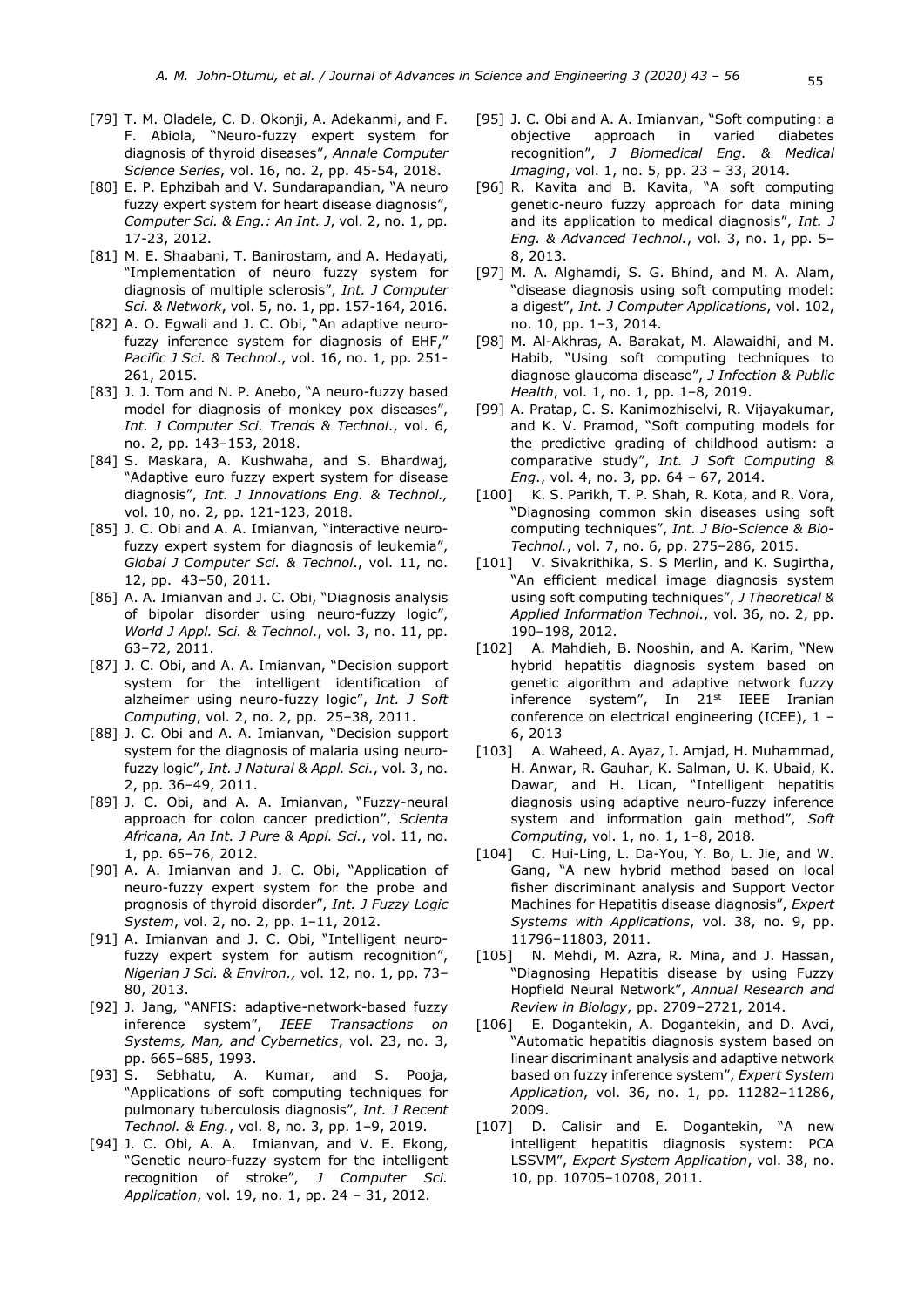[79] T. M. Oladele, C. D. Okonji, A. Adekanmi, and F. F. Abiola, "Neuro-fuzzy expert system for diagnosis of thyroid diseases", *Annale Computer Science Series*, vol. 16, no. 2, pp. 45-54, 2018.

[80] E. P. Ephzibah and V. Sundarapandian, "A neuro fuzzy expert system for heart disease diagnosis", *Computer Sci. & Eng.: An Int. J*, vol. 2, no. 1, pp. 17-23, 2012.

[81] M. E. Shaabani, T. Banirostam, and A. Hedayati, "Implementation of neuro fuzzy system for diagnosis of multiple sclerosis", *Int. J Computer Sci. & Network*, vol. 5, no. 1, pp. 157-164, 2016.

[82] A. O. Egwali and J. C. Obi, "An adaptive neuro-fuzzy inference system for diagnosis of EHF," *Pacific J Sci. & Technol*., vol. 16, no. 1, pp. 251-261, 2015.

[83] J. J. Tom and N. P. Anebo, "A neuro-fuzzy based model for diagnosis of monkey pox diseases", *Int. J Computer Sci. Trends & Technol*., vol. 6, no. 2, pp. 143–153, 2018.

[84] S. Maskara, A. Kushwaha, and S. Bhardwaj, "Adaptive euro fuzzy expert system for disease diagnosis", *Int. J Innovations Eng. & Technol.,* vol. 10, no. 2, pp. 121-123, 2018.

[85] J. C. Obi and A. A. Imianvan, "interactive neuro-fuzzy expert system for diagnosis of leukemia", *Global J Computer Sci. & Technol*., vol. 11, no. 12, pp. 43–50, 2011.

[86] A. A. Imianvan and J. C. Obi, "Diagnosis analysis of bipolar disorder using neuro-fuzzy logic", *World J Appl. Sci. & Technol*., vol. 3, no. 11, pp. 63–72, 2011.

[87] J. C. Obi, and A. A. Imianvan, "Decision support system for the intelligent identification of alzheimer using neuro-fuzzy logic", *Int. J Soft Computing*, vol. 2, no. 2, pp. 25–38, 2011.

[88] J. C. Obi and A. A. Imianvan, "Decision support system for the diagnosis of malaria using neuro-fuzzy logic", *Int. J Natural & Appl. Sci*., vol. 3, no. 2, pp. 36–49, 2011.

[89] J. C. Obi, and A. A. Imianvan, "Fuzzy-neural approach for colon cancer prediction", *Scienta Africana, An Int. J Pure & Appl. Sci.*, vol. 11, no. 1, pp. 65–76, 2012.

[90] A. A. Imianvan and J. C. Obi, "Application of neuro-fuzzy expert system for the probe and prognosis of thyroid disorder", *Int. J Fuzzy Logic System*, vol. 2, no. 2, pp. 1–11, 2012.

[91] A. Imianvan and J. C. Obi, "Intelligent neuro-fuzzy expert system for autism recognition", *Nigerian J Sci. & Environ.,* vol. 12, no. 1, pp. 73–80, 2013.

[92] J. Jang, "ANFIS: adaptive-network-based fuzzy inference system", *IEEE Transactions on Systems, Man, and Cybernetics*, vol. 23, no. 3, pp. 665–685, 1993.

[93] S. Sebhatu, A. Kumar, and S. Pooja, "Applications of soft computing techniques for pulmonary tuberculosis diagnosis", *Int. J Recent Technol. & Eng.*, vol. 8, no. 3, pp. 1–9, 2019.

[94] J. C. Obi, A. A. Imianvan, and V. E. Ekong, "Genetic neuro-fuzzy system for the intelligent recognition of stroke", *J Computer Sci. Application*, vol. 19, no. 1, pp. 24 – 31, 2012.

[95] J. C. Obi and A. A. Imianvan, "Soft computing: a objective approach in varied diabetes recognition", *J Biomedical Eng. & Medical Imaging*, vol. 1, no. 5, pp. 23 – 33, 2014.

[96] R. Kavita and B. Kavita, "A soft computing genetic-neuro fuzzy approach for data mining and its application to medical diagnosis", *Int. J Eng. & Advanced Technol.*, vol. 3, no. 1, pp. 5–8, 2013.

[97] M. A. Alghamdi, S. G. Bhind, and M. A. Alam, "disease diagnosis using soft computing model: a digest", *Int. J Computer Applications*, vol. 102, no. 10, pp. 1–3, 2014.

[98] M. Al-Akhras, A. Barakat, M. Alawaidhi, and M. Habib, "Using soft computing techniques to diagnose glaucoma disease", *J Infection & Public Health*, vol. 1, no. 1, pp. 1–8, 2019.

[99] A. Pratap, C. S. Kanimozhiselvi, R. Vijayakumar, and K. V. Pramod, "Soft computing models for the predictive grading of childhood autism: a comparative study", *Int. J Soft Computing & Eng*., vol. 4, no. 3, pp. 64 – 67, 2014.

[100] K. S. Parikh, T. P. Shah, R. Kota, and R. Vora, "Diagnosing common skin diseases using soft computing techniques", *Int. J Bio-Science & Bio-Technol.*, vol. 7, no. 6, pp. 275–286, 2015.

[101] V. Sivakrithika, S. S Merlin, and K. Sugirtha, "An efficient medical image diagnosis system using soft computing techniques", *J Theoretical & Applied Information Technol*., vol. 36, no. 2, pp. 190–198, 2012.

[102] A. Mahdieh, B. Nooshin, and A. Karim, "New hybrid hepatitis diagnosis system based on genetic algorithm and adaptive network fuzzy inference system", In 21st IEEE Iranian conference on electrical engineering (ICEE), 1 – 6, 2013

[103] A. Waheed, A. Ayaz, I. Amjad, H. Muhammad, H. Anwar, R. Gauhar, K. Salman, U. K. Ubaid, K. Dawar, and H. Lican, "Intelligent hepatitis diagnosis using adaptive neuro-fuzzy inference system and information gain method", *Soft Computing*, vol. 1, no. 1, 1–8, 2018.

[104] C. Hui-Ling, L. Da-You, Y. Bo, L. Jie, and W. Gang, "A new hybrid method based on local fisher discriminant analysis and Support Vector Machines for Hepatitis disease diagnosis", *Expert Systems with Applications*, vol. 38, no. 9, pp. 11796–11803, 2011.

[105] N. Mehdi, M. Azra, R. Mina, and J. Hassan, "Diagnosing Hepatitis disease by using Fuzzy Hopfield Neural Network", *Annual Research and Review in Biology*, pp. 2709–2721, 2014.

[106] E. Dogantekin, A. Dogantekin, and D. Avci, "Automatic hepatitis diagnosis system based on linear discriminant analysis and adaptive network based on fuzzy inference system", *Expert System Application*, vol. 36, no. 1, pp. 11282–11286, 2009.

[107] D. Calisir and E. Dogantekin, "A new intelligent hepatitis diagnosis system: PCA LSSVM", *Expert System Application*, vol. 38, no. 10, pp. 10705–10708, 2011.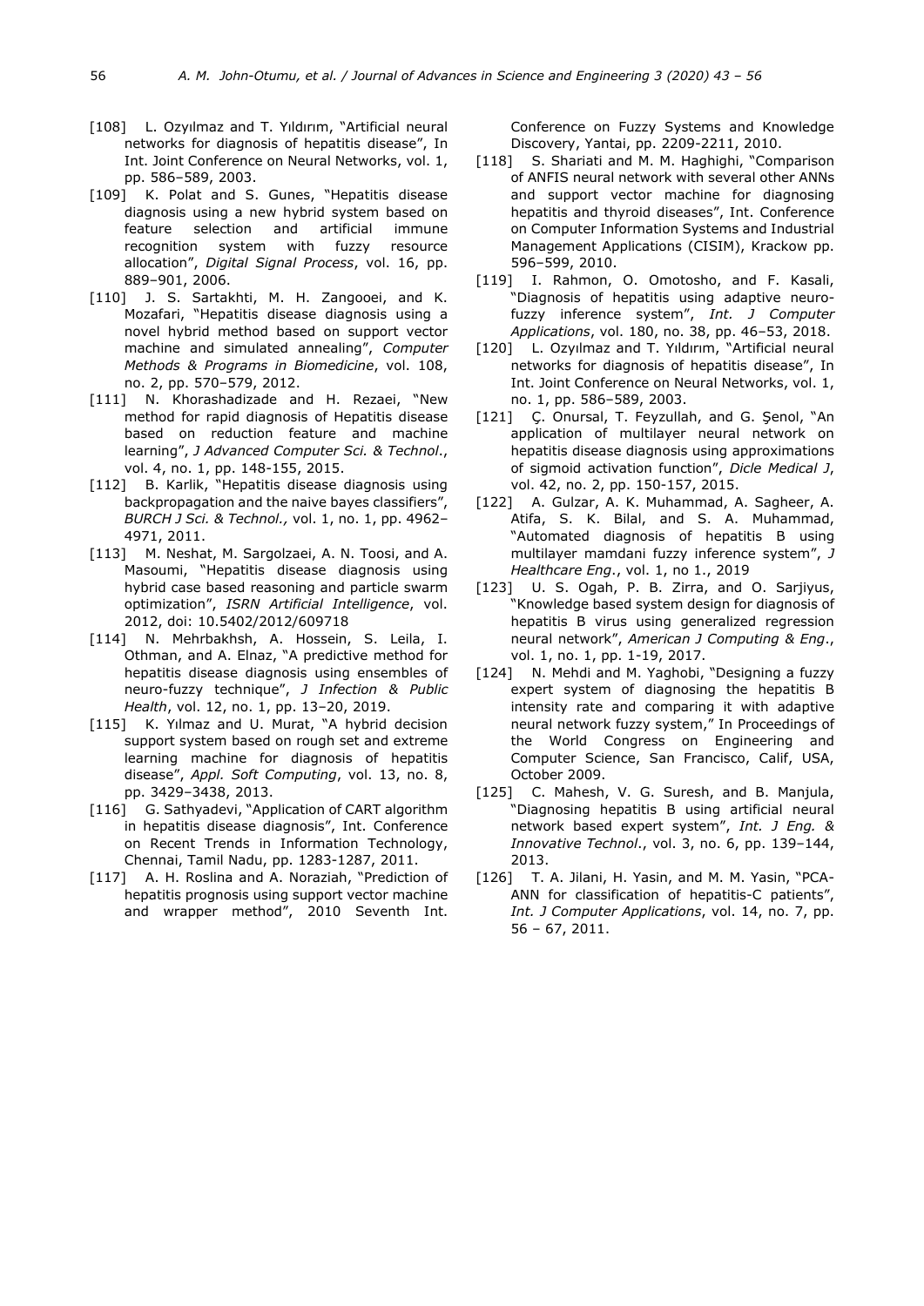[108] L. Ozyılmaz and T. Yıldırım, "Artificial neural networks for diagnosis of hepatitis disease", In Int. Joint Conference on Neural Networks, vol. 1, pp. 586–589, 2003.

[109] K. Polat and S. Gunes, "Hepatitis disease diagnosis using a new hybrid system based on feature selection and artificial immune recognition system with fuzzy resource allocation", *Digital Signal Process*, vol. 16, pp. 889–901, 2006.

[110] J. S. Sartakhti, M. H. Zangooei, and K. Mozafari, "Hepatitis disease diagnosis using a novel hybrid method based on support vector machine and simulated annealing", *Computer Methods & Programs in Biomedicine*, vol. 108, no. 2, pp. 570–579, 2012.

[111] N. Khorashadizade and H. Rezaei, "New method for rapid diagnosis of Hepatitis disease based on reduction feature and machine learning", *J Advanced Computer Sci. & Technol*., vol. 4, no. 1, pp. 148-155, 2015.

[112] B. Karlik, "Hepatitis disease diagnosis using backpropagation and the naive bayes classifiers", *BURCH J Sci. & Technol.,* vol. 1, no. 1, pp. 4962–4971, 2011.

[113] M. Neshat, M. Sargolzaei, A. N. Toosi, and A. Masoumi, "Hepatitis disease diagnosis using hybrid case based reasoning and particle swarm optimization", *ISRN Artificial Intelligence*, vol. 2012, doi: 10.5402/2012/609718

[114] N. Mehrbakhsh, A. Hossein, S. Leila, I. Othman, and A. Elnaz, "A predictive method for hepatitis disease diagnosis using ensembles of neuro-fuzzy technique", *J Infection & Public Health*, vol. 12, no. 1, pp. 13–20, 2019.

[115] K. Yılmaz and U. Murat, "A hybrid decision support system based on rough set and extreme learning machine for diagnosis of hepatitis disease", *Appl. Soft Computing*, vol. 13, no. 8, pp. 3429–3438, 2013.

[116] G. Sathyadevi, "Application of CART algorithm in hepatitis disease diagnosis", Int. Conference on Recent Trends in Information Technology, Chennai, Tamil Nadu, pp. 1283-1287, 2011.

[117] A. H. Roslina and A. Noraziah, "Prediction of hepatitis prognosis using support vector machine and wrapper method", 2010 Seventh Int. Conference on Fuzzy Systems and Knowledge Discovery, Yantai, pp. 2209-2211, 2010.

[118] S. Shariati and M. M. Haghighi, "Comparison of ANFIS neural network with several other ANNs and support vector machine for diagnosing hepatitis and thyroid diseases", Int. Conference on Computer Information Systems and Industrial Management Applications (CISIM), Krackow pp. 596–599, 2010.

[119] I. Rahmon, O. Omotosho, and F. Kasali, "Diagnosis of hepatitis using adaptive neuro-fuzzy inference system", *Int. J Computer Applications*, vol. 180, no. 38, pp. 46–53, 2018.

[120] L. Ozyılmaz and T. Yıldırım, "Artificial neural networks for diagnosis of hepatitis disease", In Int. Joint Conference on Neural Networks, vol. 1, no. 1, pp. 586–589, 2003.

[121] Ç. Onursal, T. Feyzullah, and G. Şenol, "An application of multilayer neural network on hepatitis disease diagnosis using approximations of sigmoid activation function", *Dicle Medical J*, vol. 42, no. 2, pp. 150-157, 2015.

[122] A. Gulzar, A. K. Muhammad, A. Sagheer, A. Atifa, S. K. Bilal, and S. A. Muhammad, "Automated diagnosis of hepatitis B using multilayer mamdani fuzzy inference system", *J Healthcare Eng*., vol. 1, no 1., 2019

[123] U. S. Ogah, P. B. Zirra, and O. Sarjiyus, "Knowledge based system design for diagnosis of hepatitis B virus using generalized regression neural network", *American J Computing & Eng*., vol. 1, no. 1, pp. 1-19, 2017.

[124] N. Mehdi and M. Yaghobi, "Designing a fuzzy expert system of diagnosing the hepatitis B intensity rate and comparing it with adaptive neural network fuzzy system," In Proceedings of the World Congress on Engineering and Computer Science, San Francisco, Calif, USA, October 2009.

[125] C. Mahesh, V. G. Suresh, and B. Manjula, "Diagnosing hepatitis B using artificial neural network based expert system", *Int. J Eng. & Innovative Technol*., vol. 3, no. 6, pp. 139–144, 2013.

[126] T. A. Jilani, H. Yasin, and M. M. Yasin, "PCA-ANN for classification of hepatitis-C patients", *Int. J Computer Applications*, vol. 14, no. 7, pp. 56 – 67, 2011.